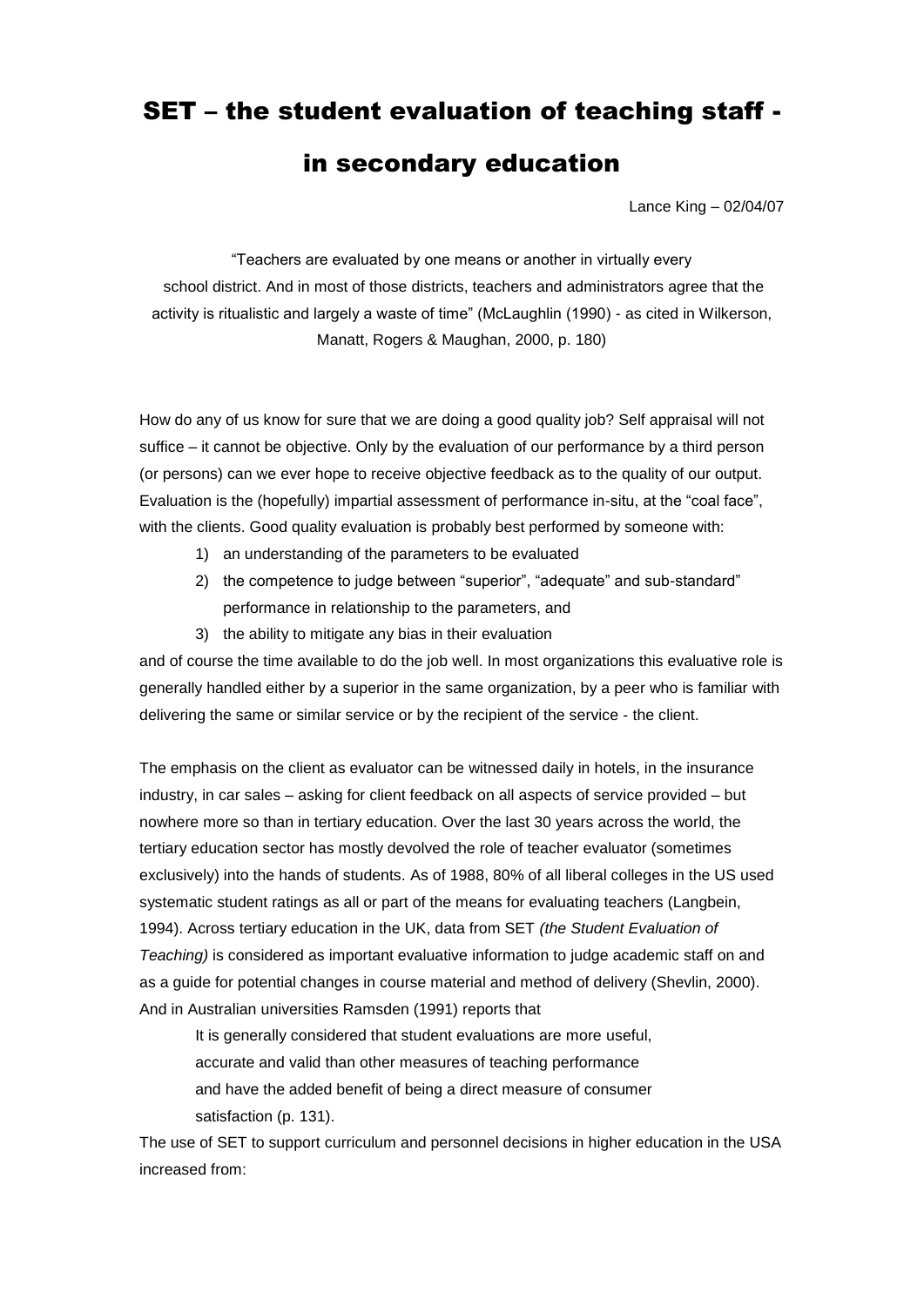# SET – the student evaluation of teaching staff - in secondary education

Lance King – 02/04/07

"Teachers are evaluated by one means or another in virtually every school district. And in most of those districts, teachers and administrators agree that the activity is ritualistic and largely a waste of time" (McLaughlin (1990) - as cited in Wilkerson, Manatt, Rogers & Maughan, 2000, p. 180)

How do any of us know for sure that we are doing a good quality job? Self appraisal will not suffice – it cannot be objective. Only by the evaluation of our performance by a third person (or persons) can we ever hope to receive objective feedback as to the quality of our output. Evaluation is the (hopefully) impartial assessment of performance in-situ, at the "coal face", with the clients. Good quality evaluation is probably best performed by someone with:

1) an understanding of the parameters to be evaluated
2) the competence to judge between "superior", "adequate" and sub-standard" performance in relationship to the parameters, and
3) the ability to mitigate any bias in their evaluation

and of course the time available to do the job well. In most organizations this evaluative role is generally handled either by a superior in the same organization, by a peer who is familiar with delivering the same or similar service or by the recipient of the service - the client.

The emphasis on the client as evaluator can be witnessed daily in hotels, in the insurance industry, in car sales – asking for client feedback on all aspects of service provided – but nowhere more so than in tertiary education. Over the last 30 years across the world, the tertiary education sector has mostly devolved the role of teacher evaluator (sometimes exclusively) into the hands of students. As of 1988, 80% of all liberal colleges in the US used systematic student ratings as all or part of the means for evaluating teachers (Langbein, 1994). Across tertiary education in the UK, data from SET *(the Student Evaluation of Teaching)* is considered as important evaluative information to judge academic staff on and as a guide for potential changes in course material and method of delivery (Shevlin, 2000). And in Australian universities Ramsden (1991) reports that

> It is generally considered that student evaluations are more useful, accurate and valid than other measures of teaching performance and have the added benefit of being a direct measure of consumer satisfaction (p. 131).

The use of SET to support curriculum and personnel decisions in higher education in the USA increased from: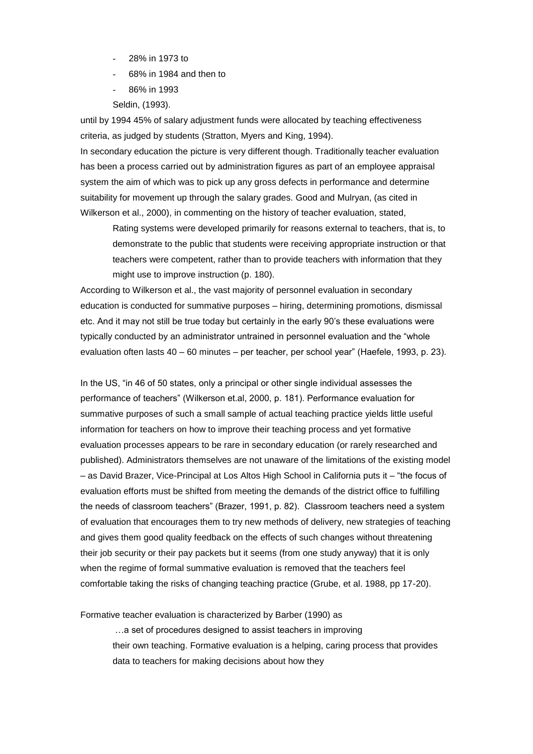- 28% in 1973 to
- 68% in 1984 and then to
- 86% in 1993

Seldin, (1993).

until by 1994 45% of salary adjustment funds were allocated by teaching effectiveness criteria, as judged by students (Stratton, Myers and King, 1994).

In secondary education the picture is very different though. Traditionally teacher evaluation has been a process carried out by administration figures as part of an employee appraisal system the aim of which was to pick up any gross defects in performance and determine suitability for movement up through the salary grades. Good and Mulryan, (as cited in Wilkerson et al., 2000), in commenting on the history of teacher evaluation, stated,

> Rating systems were developed primarily for reasons external to teachers, that is, to demonstrate to the public that students were receiving appropriate instruction or that teachers were competent, rather than to provide teachers with information that they might use to improve instruction (p. 180).

According to Wilkerson et al., the vast majority of personnel evaluation in secondary education is conducted for summative purposes – hiring, determining promotions, dismissal etc. And it may not still be true today but certainly in the early 90's these evaluations were typically conducted by an administrator untrained in personnel evaluation and the "whole evaluation often lasts 40 – 60 minutes – per teacher, per school year" (Haefele, 1993, p. 23).

In the US, "in 46 of 50 states, only a principal or other single individual assesses the performance of teachers" (Wilkerson et.al, 2000, p. 181). Performance evaluation for summative purposes of such a small sample of actual teaching practice yields little useful information for teachers on how to improve their teaching process and yet formative evaluation processes appears to be rare in secondary education (or rarely researched and published). Administrators themselves are not unaware of the limitations of the existing model – as David Brazer, Vice-Principal at Los Altos High School in California puts it – "the focus of evaluation efforts must be shifted from meeting the demands of the district office to fulfilling the needs of classroom teachers" (Brazer, 1991, p. 82). Classroom teachers need a system of evaluation that encourages them to try new methods of delivery, new strategies of teaching and gives them good quality feedback on the effects of such changes without threatening their job security or their pay packets but it seems (from one study anyway) that it is only when the regime of formal summative evaluation is removed that the teachers feel comfortable taking the risks of changing teaching practice (Grube, et al. 1988, pp 17-20).

Formative teacher evaluation is characterized by Barber (1990) as

> …a set of procedures designed to assist teachers in improving their own teaching. Formative evaluation is a helping, caring process that provides data to teachers for making decisions about how they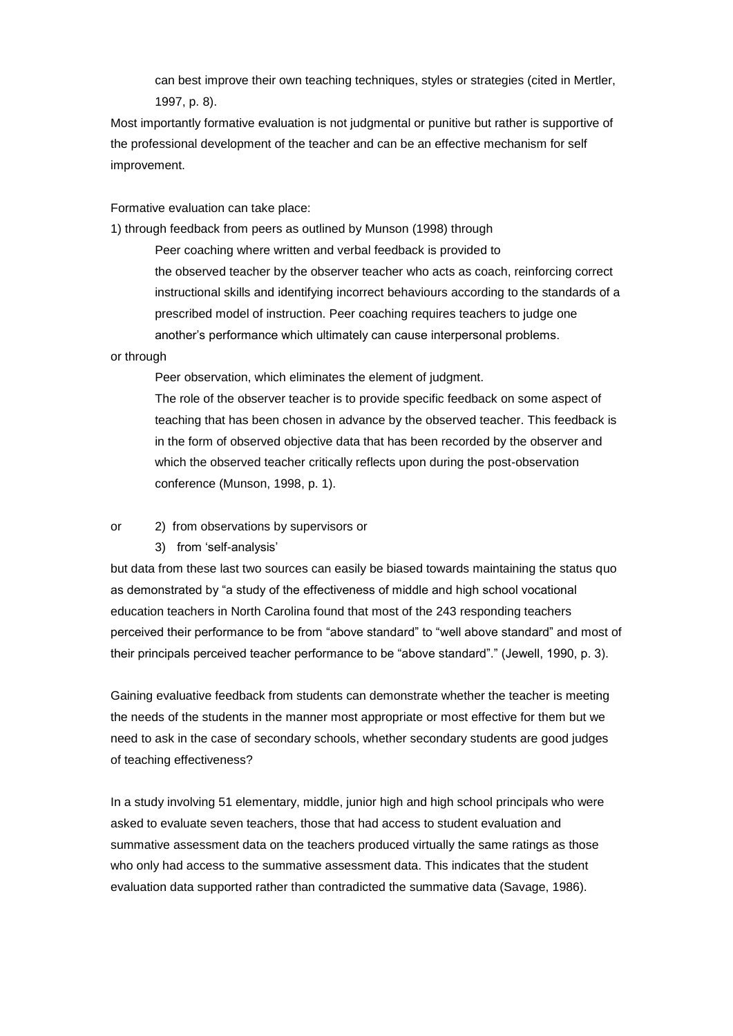> can best improve their own teaching techniques, styles or strategies (cited in Mertler, 1997, p. 8).

Most importantly formative evaluation is not judgmental or punitive but rather is supportive of the professional development of the teacher and can be an effective mechanism for self improvement.

Formative evaluation can take place:

1) through feedback from peers as outlined by Munson (1998) through

> Peer coaching where written and verbal feedback is provided to the observed teacher by the observer teacher who acts as coach, reinforcing correct instructional skills and identifying incorrect behaviours according to the standards of a prescribed model of instruction. Peer coaching requires teachers to judge one another's performance which ultimately can cause interpersonal problems.

or through

> Peer observation, which eliminates the element of judgment.
>
> The role of the observer teacher is to provide specific feedback on some aspect of teaching that has been chosen in advance by the observed teacher. This feedback is in the form of observed objective data that has been recorded by the observer and which the observed teacher critically reflects upon during the post-observation conference (Munson, 1998, p. 1).

or 2) from observations by supervisors or

3) from 'self-analysis'

but data from these last two sources can easily be biased towards maintaining the status quo as demonstrated by "a study of the effectiveness of middle and high school vocational education teachers in North Carolina found that most of the 243 responding teachers perceived their performance to be from "above standard" to "well above standard" and most of their principals perceived teacher performance to be "above standard"." (Jewell, 1990, p. 3).

Gaining evaluative feedback from students can demonstrate whether the teacher is meeting the needs of the students in the manner most appropriate or most effective for them but we need to ask in the case of secondary schools, whether secondary students are good judges of teaching effectiveness?

In a study involving 51 elementary, middle, junior high and high school principals who were asked to evaluate seven teachers, those that had access to student evaluation and summative assessment data on the teachers produced virtually the same ratings as those who only had access to the summative assessment data. This indicates that the student evaluation data supported rather than contradicted the summative data (Savage, 1986).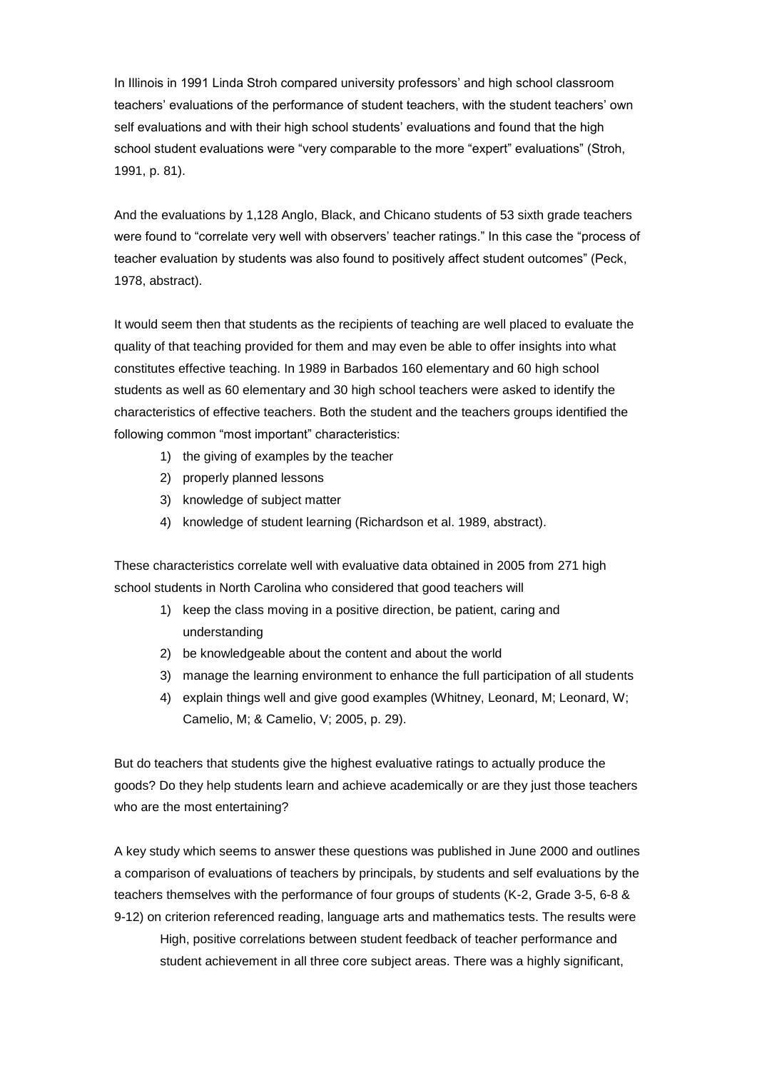In Illinois in 1991 Linda Stroh compared university professors' and high school classroom teachers' evaluations of the performance of student teachers, with the student teachers' own self evaluations and with their high school students' evaluations and found that the high school student evaluations were "very comparable to the more "expert" evaluations" (Stroh, 1991, p. 81).

And the evaluations by 1,128 Anglo, Black, and Chicano students of 53 sixth grade teachers were found to "correlate very well with observers' teacher ratings." In this case the "process of teacher evaluation by students was also found to positively affect student outcomes" (Peck, 1978, abstract).

It would seem then that students as the recipients of teaching are well placed to evaluate the quality of that teaching provided for them and may even be able to offer insights into what constitutes effective teaching. In 1989 in Barbados 160 elementary and 60 high school students as well as 60 elementary and 30 high school teachers were asked to identify the characteristics of effective teachers. Both the student and the teachers groups identified the following common "most important" characteristics:

1) the giving of examples by the teacher
2) properly planned lessons
3) knowledge of subject matter
4) knowledge of student learning (Richardson et al. 1989, abstract).

These characteristics correlate well with evaluative data obtained in 2005 from 271 high school students in North Carolina who considered that good teachers will

1) keep the class moving in a positive direction, be patient, caring and understanding
2) be knowledgeable about the content and about the world
3) manage the learning environment to enhance the full participation of all students
4) explain things well and give good examples (Whitney, Leonard, M; Leonard, W; Camelio, M; & Camelio, V; 2005, p. 29).

But do teachers that students give the highest evaluative ratings to actually produce the goods? Do they help students learn and achieve academically or are they just those teachers who are the most entertaining?

A key study which seems to answer these questions was published in June 2000 and outlines a comparison of evaluations of teachers by principals, by students and self evaluations by the teachers themselves with the performance of four groups of students (K-2, Grade 3-5, 6-8 & 9-12) on criterion referenced reading, language arts and mathematics tests. The results were

> High, positive correlations between student feedback of teacher performance and student achievement in all three core subject areas. There was a highly significant,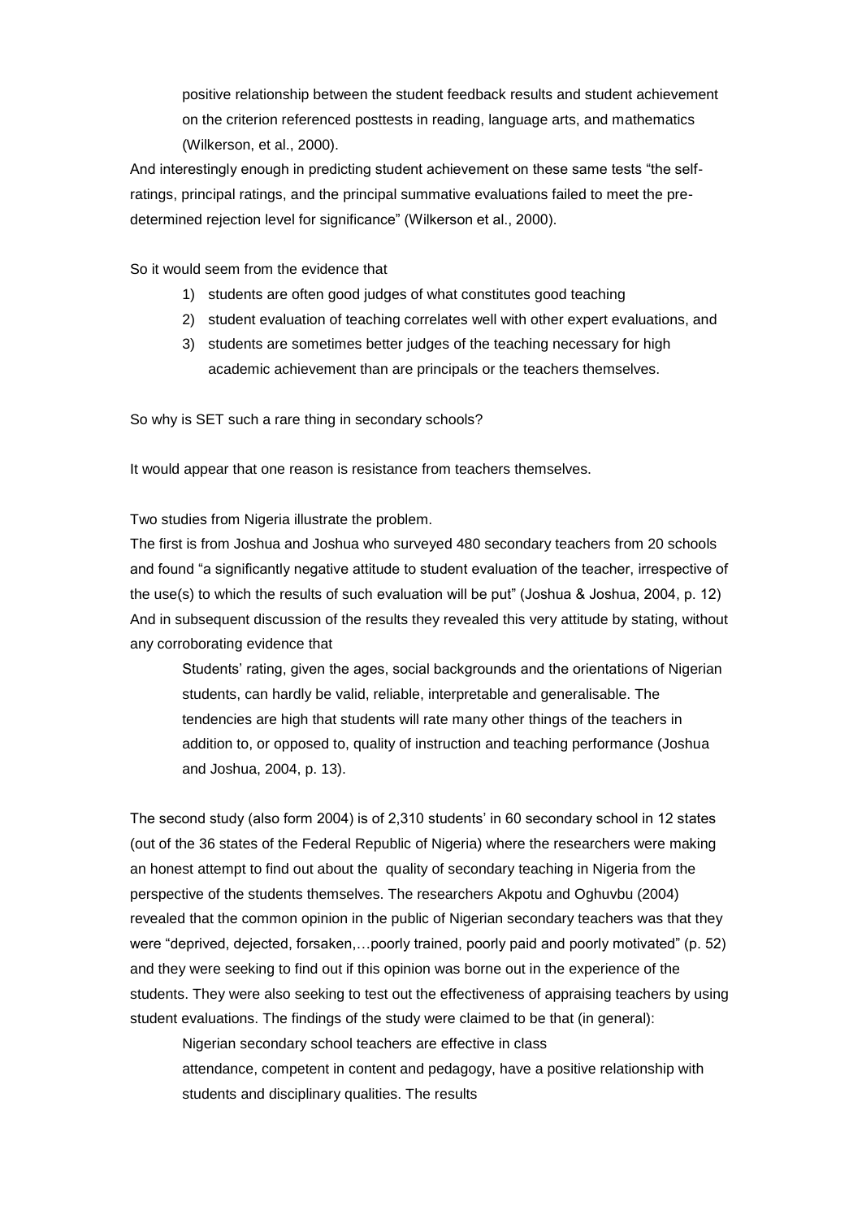> positive relationship between the student feedback results and student achievement on the criterion referenced posttests in reading, language arts, and mathematics (Wilkerson, et al., 2000).

And interestingly enough in predicting student achievement on these same tests "the self-ratings, principal ratings, and the principal summative evaluations failed to meet the pre-determined rejection level for significance" (Wilkerson et al., 2000).

So it would seem from the evidence that

1) students are often good judges of what constitutes good teaching
2) student evaluation of teaching correlates well with other expert evaluations, and
3) students are sometimes better judges of the teaching necessary for high academic achievement than are principals or the teachers themselves.

So why is SET such a rare thing in secondary schools?

It would appear that one reason is resistance from teachers themselves.

Two studies from Nigeria illustrate the problem.

The first is from Joshua and Joshua who surveyed 480 secondary teachers from 20 schools and found "a significantly negative attitude to student evaluation of the teacher, irrespective of the use(s) to which the results of such evaluation will be put" (Joshua & Joshua, 2004, p. 12) And in subsequent discussion of the results they revealed this very attitude by stating, without any corroborating evidence that

> Students' rating, given the ages, social backgrounds and the orientations of Nigerian students, can hardly be valid, reliable, interpretable and generalisable. The tendencies are high that students will rate many other things of the teachers in addition to, or opposed to, quality of instruction and teaching performance (Joshua and Joshua, 2004, p. 13).

The second study (also form 2004) is of 2,310 students' in 60 secondary school in 12 states (out of the 36 states of the Federal Republic of Nigeria) where the researchers were making an honest attempt to find out about the quality of secondary teaching in Nigeria from the perspective of the students themselves. The researchers Akpotu and Oghuvbu (2004) revealed that the common opinion in the public of Nigerian secondary teachers was that they were "deprived, dejected, forsaken,…poorly trained, poorly paid and poorly motivated" (p. 52) and they were seeking to find out if this opinion was borne out in the experience of the students. They were also seeking to test out the effectiveness of appraising teachers by using student evaluations. The findings of the study were claimed to be that (in general):

> Nigerian secondary school teachers are effective in class attendance, competent in content and pedagogy, have a positive relationship with students and disciplinary qualities. The results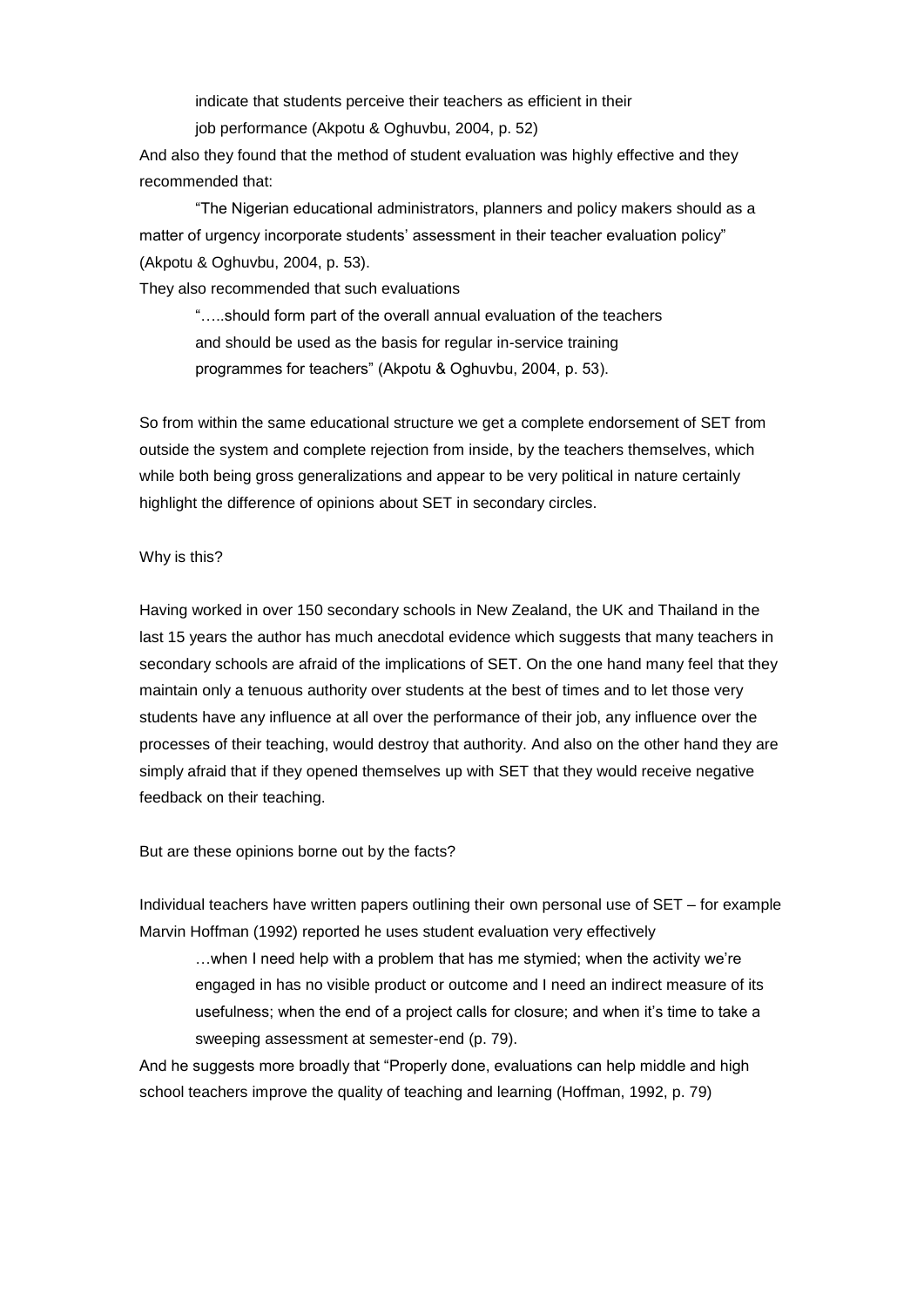indicate that students perceive their teachers as efficient in their job performance (Akpotu & Oghuvbu, 2004, p. 52)

And also they found that the method of student evaluation was highly effective and they recommended that:

> "The Nigerian educational administrators, planners and policy makers should as a matter of urgency incorporate students' assessment in their teacher evaluation policy" (Akpotu & Oghuvbu, 2004, p. 53).

They also recommended that such evaluations

> ".....should form part of the overall annual evaluation of the teachers and should be used as the basis for regular in-service training programmes for teachers" (Akpotu & Oghuvbu, 2004, p. 53).

So from within the same educational structure we get a complete endorsement of SET from outside the system and complete rejection from inside, by the teachers themselves, which while both being gross generalizations and appear to be very political in nature certainly highlight the difference of opinions about SET in secondary circles.

Why is this?

Having worked in over 150 secondary schools in New Zealand, the UK and Thailand in the last 15 years the author has much anecdotal evidence which suggests that many teachers in secondary schools are afraid of the implications of SET. On the one hand many feel that they maintain only a tenuous authority over students at the best of times and to let those very students have any influence at all over the performance of their job, any influence over the processes of their teaching, would destroy that authority. And also on the other hand they are simply afraid that if they opened themselves up with SET that they would receive negative feedback on their teaching.

But are these opinions borne out by the facts?

Individual teachers have written papers outlining their own personal use of SET – for example Marvin Hoffman (1992) reported he uses student evaluation very effectively

> …when I need help with a problem that has me stymied; when the activity we're engaged in has no visible product or outcome and I need an indirect measure of its usefulness; when the end of a project calls for closure; and when it's time to take a sweeping assessment at semester-end (p. 79).

And he suggests more broadly that "Properly done, evaluations can help middle and high school teachers improve the quality of teaching and learning (Hoffman, 1992, p. 79)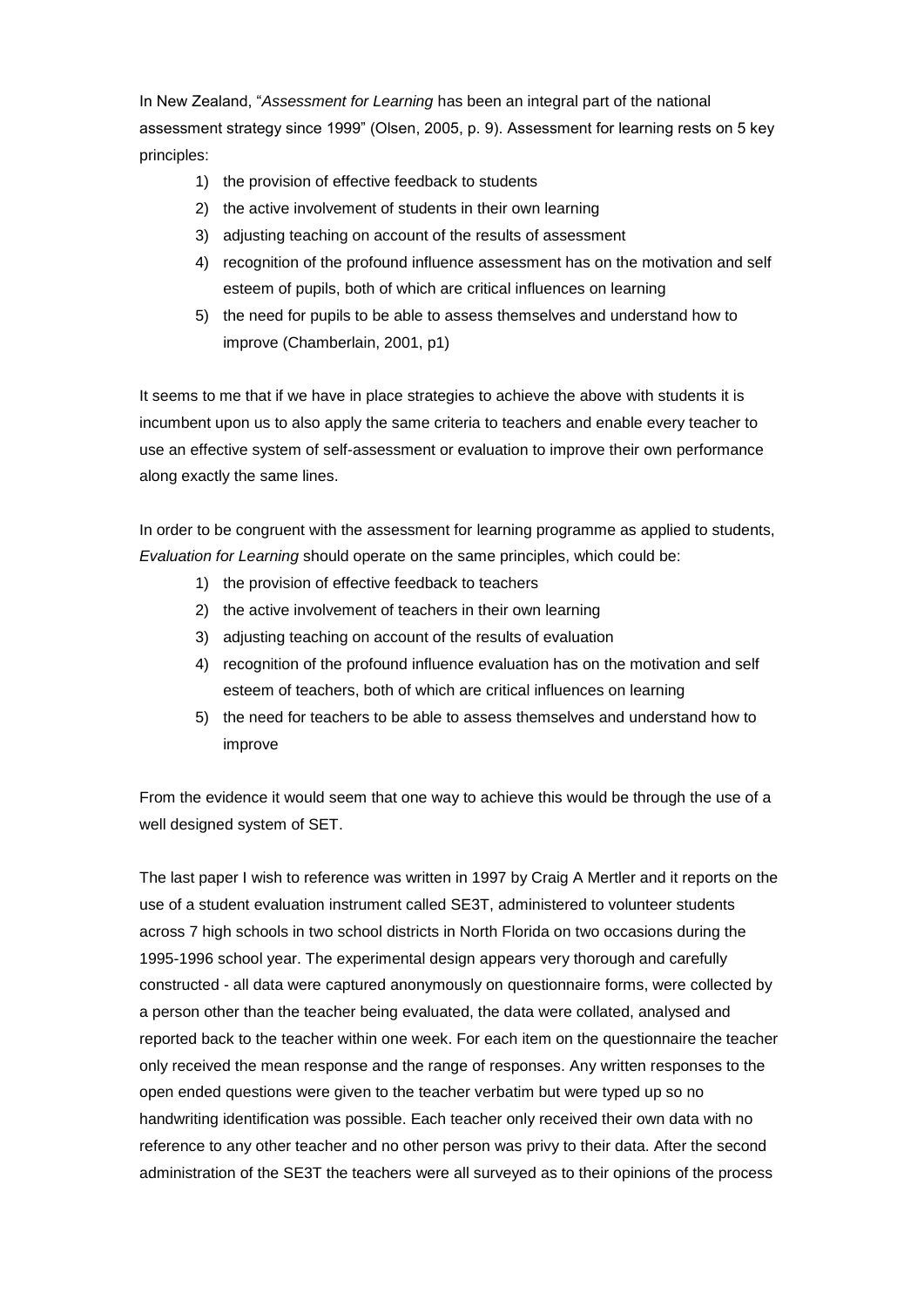In New Zealand, "*Assessment for Learning* has been an integral part of the national assessment strategy since 1999" (Olsen, 2005, p. 9). Assessment for learning rests on 5 key principles:

1) the provision of effective feedback to students
2) the active involvement of students in their own learning
3) adjusting teaching on account of the results of assessment
4) recognition of the profound influence assessment has on the motivation and self esteem of pupils, both of which are critical influences on learning
5) the need for pupils to be able to assess themselves and understand how to improve (Chamberlain, 2001, p1)

It seems to me that if we have in place strategies to achieve the above with students it is incumbent upon us to also apply the same criteria to teachers and enable every teacher to use an effective system of self-assessment or evaluation to improve their own performance along exactly the same lines.

In order to be congruent with the assessment for learning programme as applied to students, *Evaluation for Learning* should operate on the same principles, which could be:

1) the provision of effective feedback to teachers
2) the active involvement of teachers in their own learning
3) adjusting teaching on account of the results of evaluation
4) recognition of the profound influence evaluation has on the motivation and self esteem of teachers, both of which are critical influences on learning
5) the need for teachers to be able to assess themselves and understand how to improve

From the evidence it would seem that one way to achieve this would be through the use of a well designed system of SET.

The last paper I wish to reference was written in 1997 by Craig A Mertler and it reports on the use of a student evaluation instrument called SE3T, administered to volunteer students across 7 high schools in two school districts in North Florida on two occasions during the 1995-1996 school year. The experimental design appears very thorough and carefully constructed - all data were captured anonymously on questionnaire forms, were collected by a person other than the teacher being evaluated, the data were collated, analysed and reported back to the teacher within one week. For each item on the questionnaire the teacher only received the mean response and the range of responses. Any written responses to the open ended questions were given to the teacher verbatim but were typed up so no handwriting identification was possible. Each teacher only received their own data with no reference to any other teacher and no other person was privy to their data. After the second administration of the SE3T the teachers were all surveyed as to their opinions of the process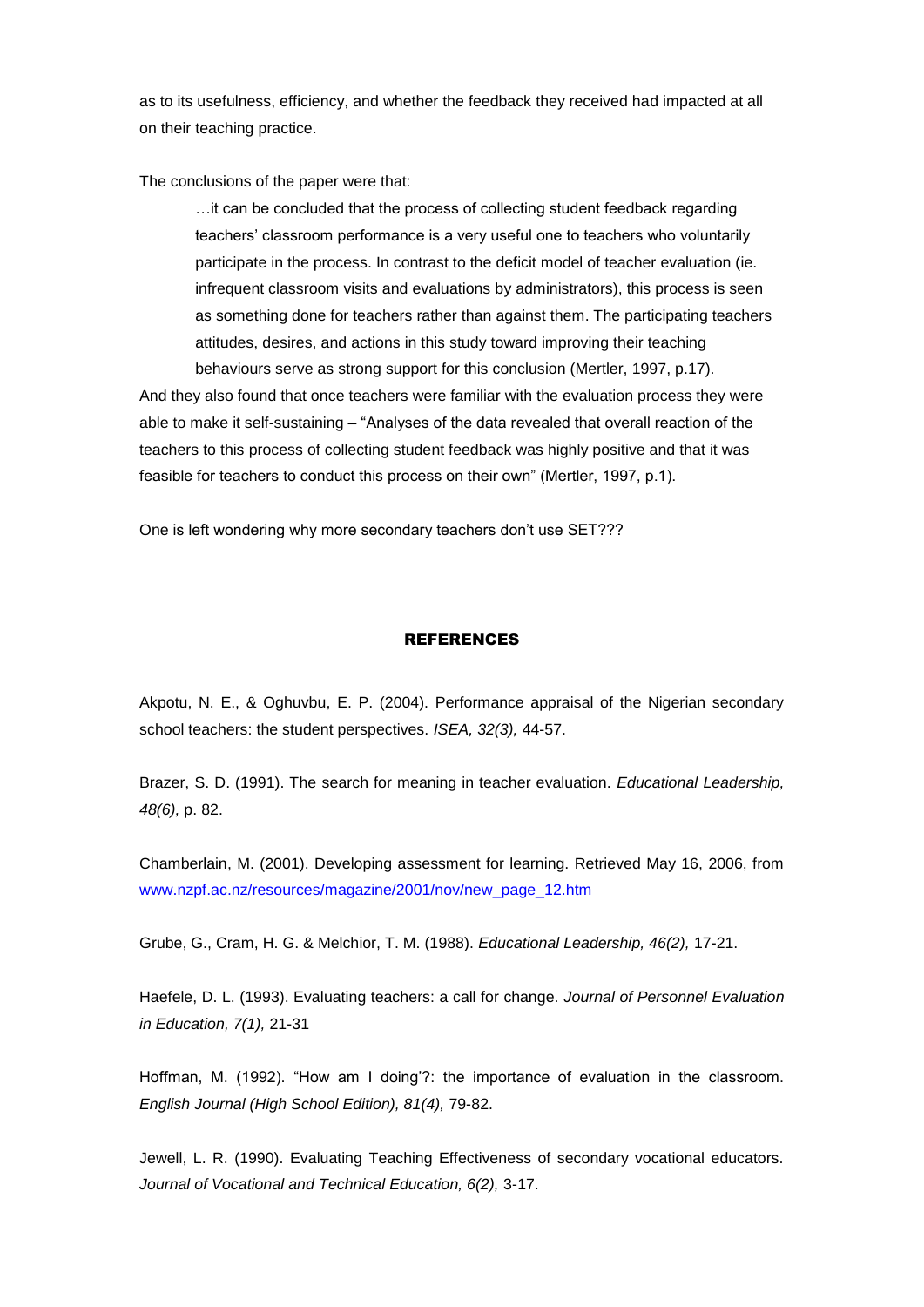as to its usefulness, efficiency, and whether the feedback they received had impacted at all on their teaching practice.

The conclusions of the paper were that:

> …it can be concluded that the process of collecting student feedback regarding teachers' classroom performance is a very useful one to teachers who voluntarily participate in the process. In contrast to the deficit model of teacher evaluation (ie. infrequent classroom visits and evaluations by administrators), this process is seen as something done for teachers rather than against them. The participating teachers attitudes, desires, and actions in this study toward improving their teaching behaviours serve as strong support for this conclusion (Mertler, 1997, p.17).

And they also found that once teachers were familiar with the evaluation process they were able to make it self-sustaining – "Analyses of the data revealed that overall reaction of the teachers to this process of collecting student feedback was highly positive and that it was feasible for teachers to conduct this process on their own" (Mertler, 1997, p.1).

One is left wondering why more secondary teachers don't use SET???

## REFERENCES

Akpotu, N. E., & Oghuvbu, E. P. (2004). Performance appraisal of the Nigerian secondary school teachers: the student perspectives. *ISEA, 32(3),* 44-57.

Brazer, S. D. (1991). The search for meaning in teacher evaluation. *Educational Leadership, 48(6),* p. 82.

Chamberlain, M. (2001). Developing assessment for learning. Retrieved May 16, 2006, from www.nzpf.ac.nz/resources/magazine/2001/nov/new_page_12.htm

Grube, G., Cram, H. G. & Melchior, T. M. (1988). *Educational Leadership, 46(2),* 17-21.

Haefele, D. L. (1993). Evaluating teachers: a call for change. *Journal of Personnel Evaluation in Education, 7(1),* 21-31

Hoffman, M. (1992). "How am I doing'?: the importance of evaluation in the classroom. *English Journal (High School Edition), 81(4),* 79-82.

Jewell, L. R. (1990). Evaluating Teaching Effectiveness of secondary vocational educators. *Journal of Vocational and Technical Education, 6(2),* 3-17.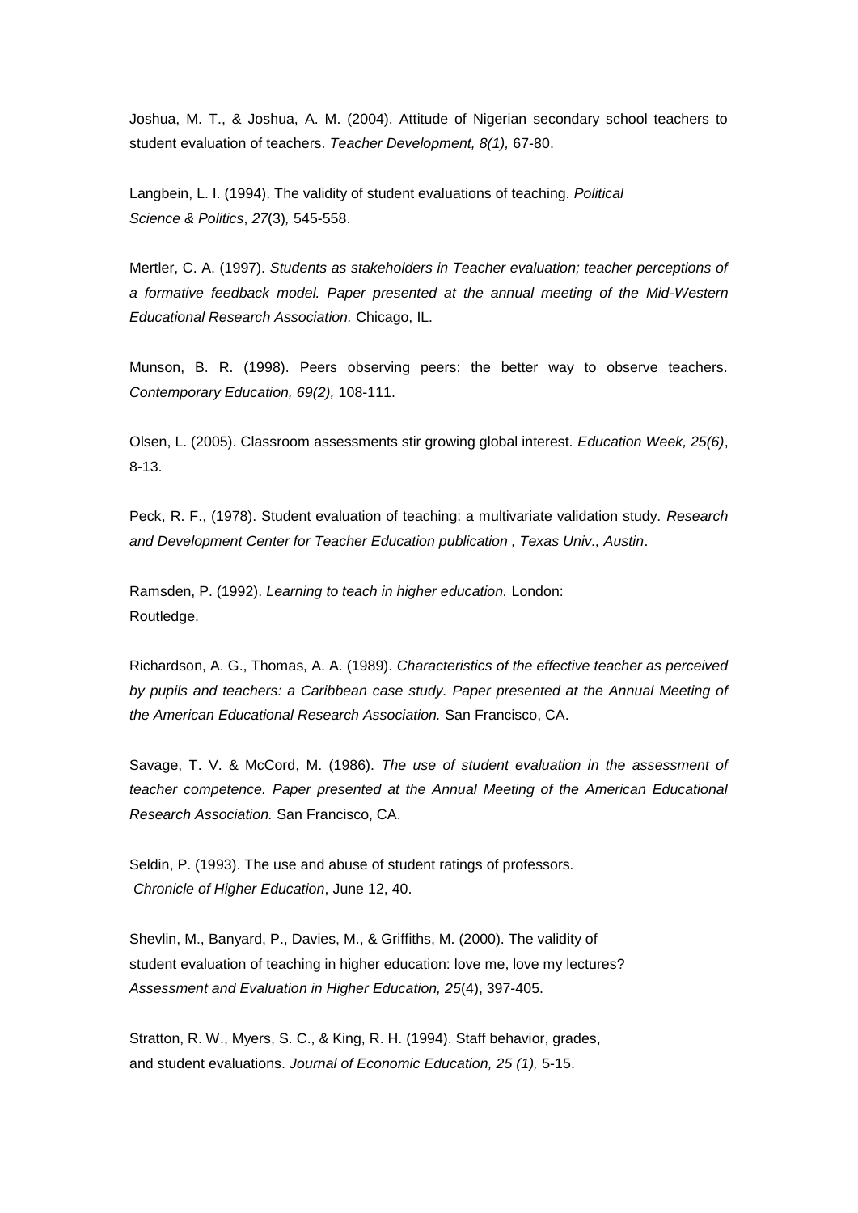Joshua, M. T., & Joshua, A. M. (2004). Attitude of Nigerian secondary school teachers to student evaluation of teachers. *Teacher Development, 8(1),* 67-80.

Langbein, L. I. (1994). The validity of student evaluations of teaching. *Political Science & Politics*, *27*(3)*,* 545-558.

Mertler, C. A. (1997). *Students as stakeholders in Teacher evaluation; teacher perceptions of a formative feedback model. Paper presented at the annual meeting of the Mid-Western Educational Research Association.* Chicago, IL.

Munson, B. R. (1998). Peers observing peers: the better way to observe teachers. *Contemporary Education, 69(2),* 108-111.

Olsen, L. (2005). Classroom assessments stir growing global interest. *Education Week, 25(6)*, 8-13.

Peck, R. F., (1978). Student evaluation of teaching: a multivariate validation study. *Research and Development Center for Teacher Education publication , Texas Univ., Austin*.

Ramsden, P. (1992). *Learning to teach in higher education.* London: Routledge.

Richardson, A. G., Thomas, A. A. (1989). *Characteristics of the effective teacher as perceived by pupils and teachers: a Caribbean case study. Paper presented at the Annual Meeting of the American Educational Research Association.* San Francisco, CA.

Savage, T. V. & McCord, M. (1986). *The use of student evaluation in the assessment of teacher competence. Paper presented at the Annual Meeting of the American Educational Research Association.* San Francisco, CA.

Seldin, P. (1993). The use and abuse of student ratings of professors. *Chronicle of Higher Education*, June 12, 40.

Shevlin, M., Banyard, P., Davies, M., & Griffiths, M. (2000). The validity of student evaluation of teaching in higher education: love me, love my lectures? *Assessment and Evaluation in Higher Education, 25*(4), 397-405.

Stratton, R. W., Myers, S. C., & King, R. H. (1994). Staff behavior, grades, and student evaluations. *Journal of Economic Education, 25 (1),* 5-15.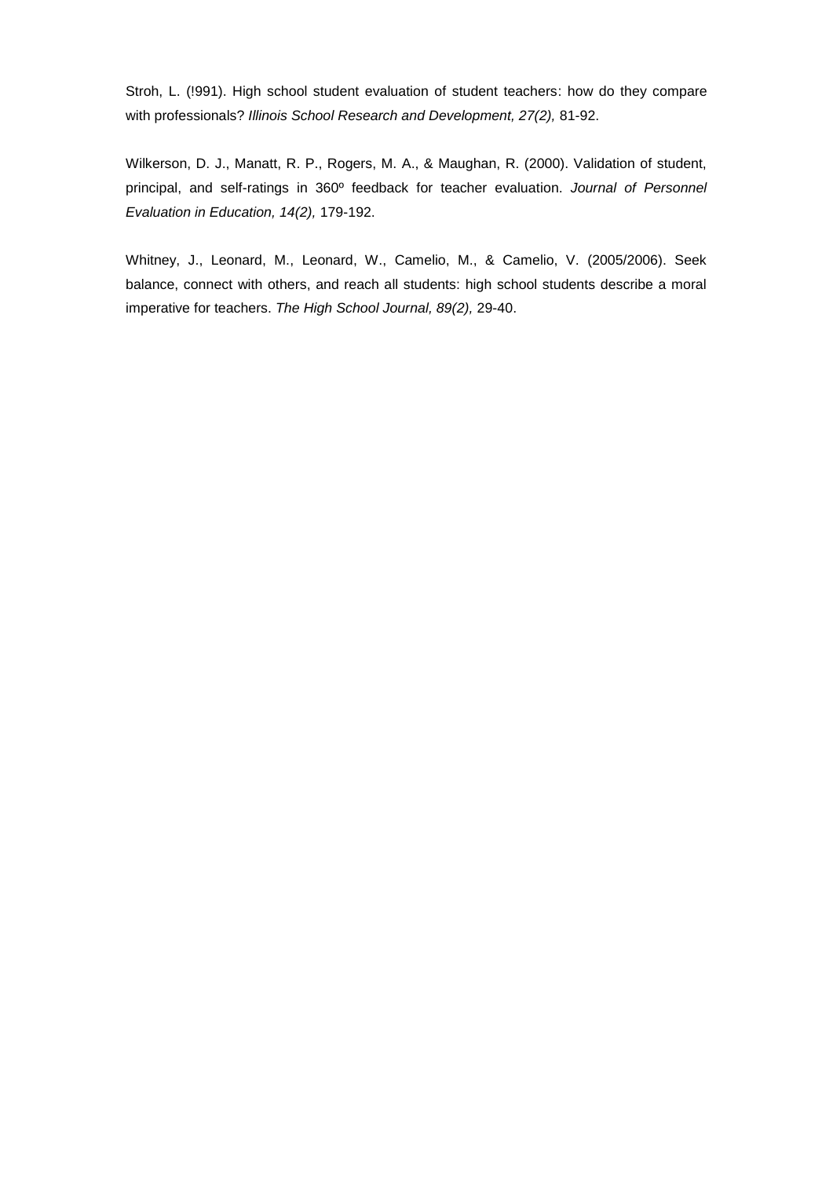Stroh, L. (!991). High school student evaluation of student teachers: how do they compare with professionals? *Illinois School Research and Development, 27(2),* 81-92.

Wilkerson, D. J., Manatt, R. P., Rogers, M. A., & Maughan, R. (2000). Validation of student, principal, and self-ratings in 360º feedback for teacher evaluation. *Journal of Personnel Evaluation in Education, 14(2),* 179-192.

Whitney, J., Leonard, M., Leonard, W., Camelio, M., & Camelio, V. (2005/2006). Seek balance, connect with others, and reach all students: high school students describe a moral imperative for teachers. *The High School Journal, 89(2),* 29-40.